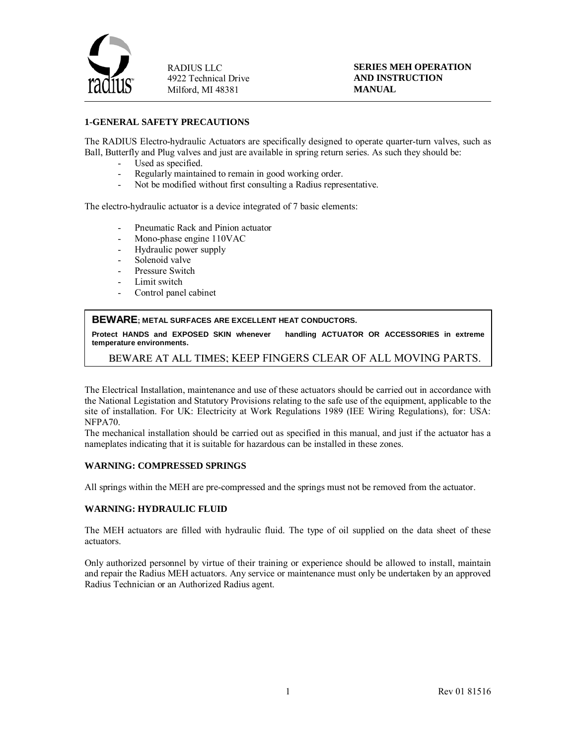RADIUS LLC
4922 Technical Drive
Milford, MI 48381

**SERIES MEH OPERATION AND INSTRUCTION MANUAL**

## 1-GENERAL SAFETY PRECAUTIONS

The RADIUS Electro-hydraulic Actuators are specifically designed to operate quarter-turn valves, such as Ball, Butterfly and Plug valves and just are available in spring return series. As such they should be:

- Used as specified.
- Regularly maintained to remain in good working order.
- Not be modified without first consulting a Radius representative.

The electro-hydraulic actuator is a device integrated of 7 basic elements:

- Pneumatic Rack and Pinion actuator
- Mono-phase engine 110VAC
- Hydraulic power supply
- Solenoid valve
- Pressure Switch
- Limit switch
- Control panel cabinet

> **BEWARE; METAL SURFACES ARE EXCELLENT HEAT CONDUCTORS.**
>
> **Protect HANDS and EXPOSED SKIN whenever handling ACTUATOR OR ACCESSORIES in extreme temperature environments.**
>
> BEWARE AT ALL TIMES; KEEP FINGERS CLEAR OF ALL MOVING PARTS.

The Electrical Installation, maintenance and use of these actuators should be carried out in accordance with the National Legistation and Statutory Provisions relating to the safe use of the equipment, applicable to the site of installation. For UK: Electricity at Work Regulations 1989 (IEE Wiring Regulations), for: USA: NFPA70.
The mechanical installation should be carried out as specified in this manual, and just if the actuator has a nameplates indicating that it is suitable for hazardous can be installed in these zones.

**WARNING: COMPRESSED SPRINGS**

All springs within the MEH are pre-compressed and the springs must not be removed from the actuator.

**WARNING: HYDRAULIC FLUID**

The MEH actuators are filled with hydraulic fluid. The type of oil supplied on the data sheet of these actuators.

Only authorized personnel by virtue of their training or experience should be allowed to install, maintain and repair the Radius MEH actuators. Any service or maintenance must only be undertaken by an approved Radius Technician or an Authorized Radius agent.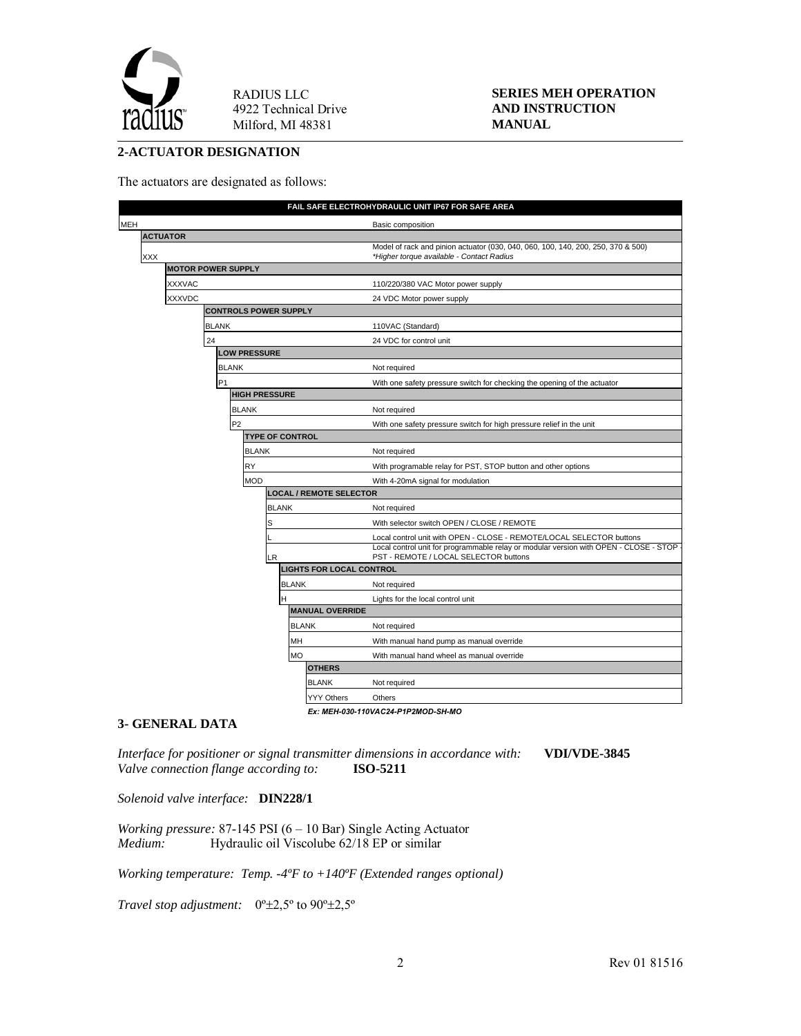## 2-ACTUATOR DESIGNATION

The actuators are designated as follows:

| FAIL SAFE ELECTROHYDRAULIC UNIT IP67 FOR SAFE AREA | |
|---|---|
| MEH | Basic composition |
| **ACTUATOR** | |
| XXX | Model of rack and pinion actuator (030, 040, 060, 100, 140, 200, 250, 370 & 500) *\*Higher torque available - Contact Radius* |
| **MOTOR POWER SUPPLY** | |
| XXXVAC | 110/220/380 VAC Motor power supply |
| XXXVDC | 24 VDC Motor power supply |
| **CONTROLS POWER SUPPLY** | |
| BLANK | 110VAC (Standard) |
| 24 | 24 VDC for control unit |
| **LOW PRESSURE** | |
| BLANK | Not required |
| P1 | With one safety pressure switch for checking the opening of the actuator |
| **HIGH PRESSURE** | |
| BLANK | Not required |
| P2 | With one safety pressure switch for high pressure relief in the unit |
| **TYPE OF CONTROL** | |
| BLANK | Not required |
| RY | With programable relay for PST, STOP button and other options |
| MOD | With 4-20mA signal for modulation |
| **LOCAL / REMOTE SELECTOR** | |
| BLANK | Not required |
| S | With selector switch OPEN / CLOSE / REMOTE |
| L | Local control unit with OPEN - CLOSE - REMOTE/LOCAL SELECTOR buttons |
| LR | Local control unit for programmable relay or modular version with OPEN - CLOSE - STOP - PST - REMOTE / LOCAL SELECTOR buttons |
| **LIGHTS FOR LOCAL CONTROL** | |
| BLANK | Not required |
| H | Lights for the local control unit |
| **MANUAL OVERRIDE** | |
| BLANK | Not required |
| MH | With manual hand pump as manual override |
| MO | With manual hand wheel as manual override |
| **OTHERS** | |
| BLANK | Not required |
| YYY Others | Others |

***Ex: MEH-030-110VAC24-P1P2MOD-SH-MO***

## 3- GENERAL DATA

*Interface for positioner or signal transmitter dimensions in accordance with:* **VDI/VDE-3845**
*Valve connection flange according to:* **ISO-5211**

*Solenoid valve interface:* **DIN228/1**

*Working pressure:* 87-145 PSI (6 – 10 Bar) Single Acting Actuator
*Medium:* Hydraulic oil Viscolube 62/18 EP or similar

*Working temperature: Temp. -4ºF to +140ºF (Extended ranges optional)*

*Travel stop adjustment:* 0º±2,5º to 90º±2,5º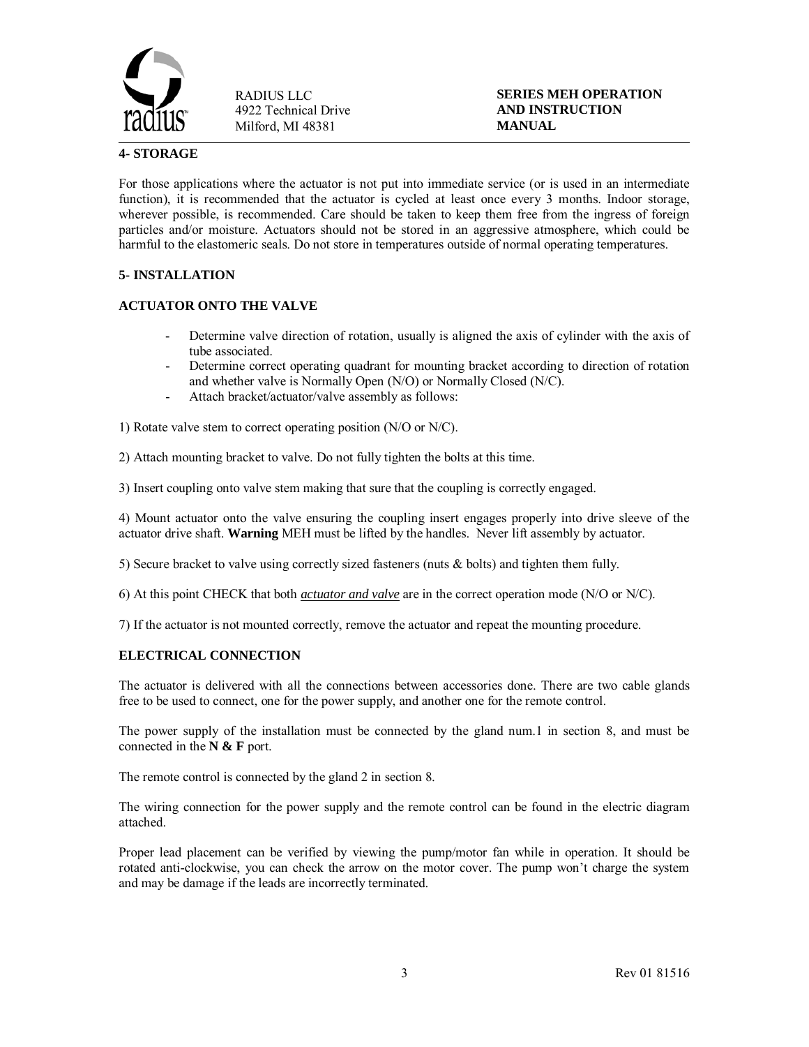## 4- STORAGE

For those applications where the actuator is not put into immediate service (or is used in an intermediate function), it is recommended that the actuator is cycled at least once every 3 months. Indoor storage, wherever possible, is recommended. Care should be taken to keep them free from the ingress of foreign particles and/or moisture. Actuators should not be stored in an aggressive atmosphere, which could be harmful to the elastomeric seals. Do not store in temperatures outside of normal operating temperatures.

## 5- INSTALLATION

### ACTUATOR ONTO THE VALVE

- Determine valve direction of rotation, usually is aligned the axis of cylinder with the axis of tube associated.
- Determine correct operating quadrant for mounting bracket according to direction of rotation and whether valve is Normally Open (N/O) or Normally Closed (N/C).
- Attach bracket/actuator/valve assembly as follows:

1) Rotate valve stem to correct operating position (N/O or N/C).

2) Attach mounting bracket to valve. Do not fully tighten the bolts at this time.

3) Insert coupling onto valve stem making that sure that the coupling is correctly engaged.

4) Mount actuator onto the valve ensuring the coupling insert engages properly into drive sleeve of the actuator drive shaft. **Warning** MEH must be lifted by the handles. Never lift assembly by actuator.

5) Secure bracket to valve using correctly sized fasteners (nuts & bolts) and tighten them fully.

6) At this point CHECK that both ***actuator and valve*** are in the correct operation mode (N/O or N/C).

7) If the actuator is not mounted correctly, remove the actuator and repeat the mounting procedure.

### ELECTRICAL CONNECTION

The actuator is delivered with all the connections between accessories done. There are two cable glands free to be used to connect, one for the power supply, and another one for the remote control.

The power supply of the installation must be connected by the gland num.1 in section 8, and must be connected in the **N & F** port.

The remote control is connected by the gland 2 in section 8.

The wiring connection for the power supply and the remote control can be found in the electric diagram attached.

Proper lead placement can be verified by viewing the pump/motor fan while in operation. It should be rotated anti-clockwise, you can check the arrow on the motor cover. The pump won't charge the system and may be damage if the leads are incorrectly terminated.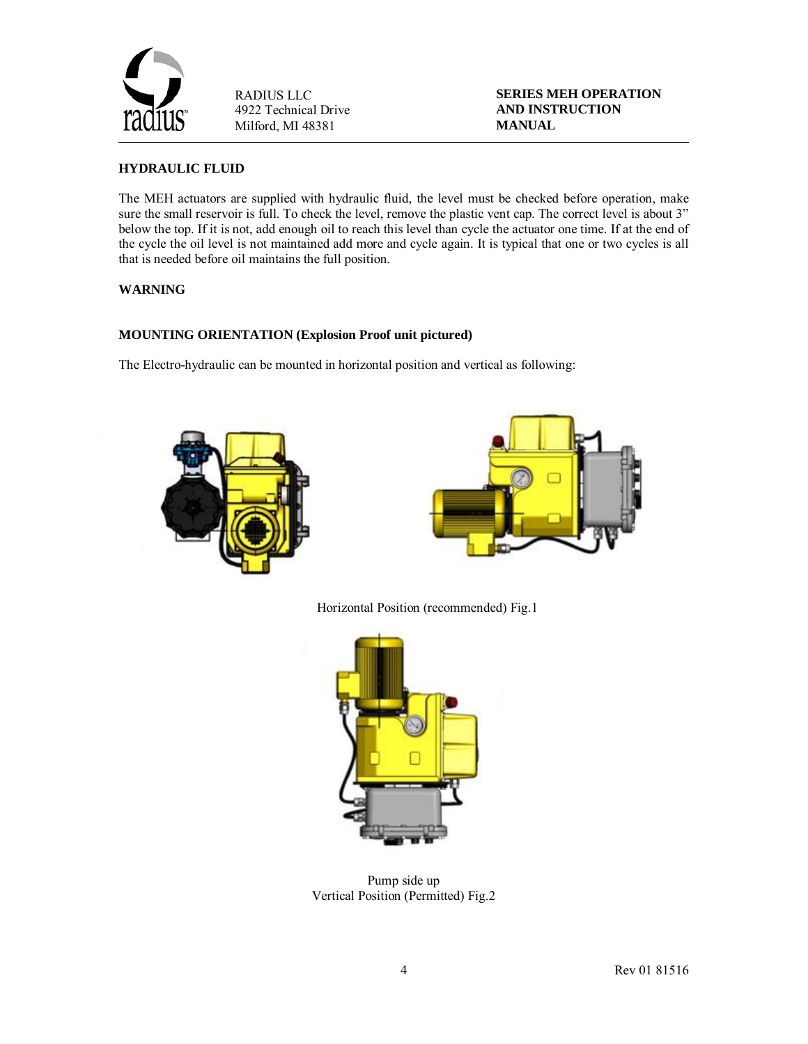## HYDRAULIC FLUID

The MEH actuators are supplied with hydraulic fluid, the level must be checked before operation, make sure the small reservoir is full. To check the level, remove the plastic vent cap. The correct level is about 3" below the top. If it is not, add enough oil to reach this level than cycle the actuator one time. If at the end of the cycle the oil level is not maintained add more and cycle again. It is typical that one or two cycles is all that is needed before oil maintains the full position.

## WARNING

## MOUNTING ORIENTATION (Explosion Proof unit pictured)

The Electro-hydraulic can be mounted in horizontal position and vertical as following:

Horizontal Position (recommended) Fig.1

Pump side up
Vertical Position (Permitted) Fig.2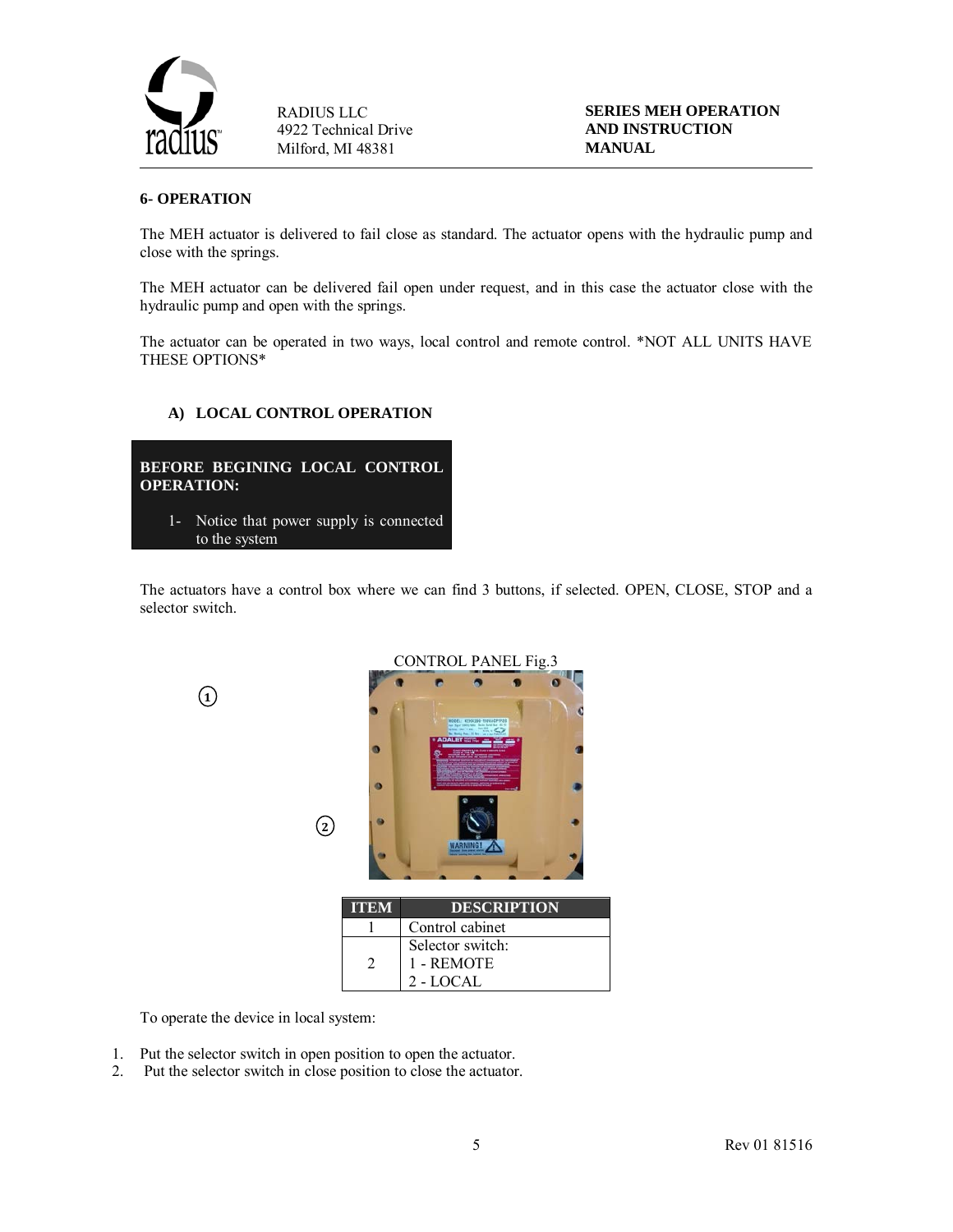## 6- OPERATION

The MEH actuator is delivered to fail close as standard. The actuator opens with the hydraulic pump and close with the springs.

The MEH actuator can be delivered fail open under request, and in this case the actuator close with the hydraulic pump and open with the springs.

The actuator can be operated in two ways, local control and remote control. *NOT ALL UNITS HAVE THESE OPTIONS*

### A) LOCAL CONTROL OPERATION

**BEFORE BEGINING LOCAL CONTROL OPERATION:**

1- Notice that power supply is connected to the system

The actuators have a control box where we can find 3 buttons, if selected. OPEN, CLOSE, STOP and a selector switch.

CONTROL PANEL Fig.3

| ITEM | DESCRIPTION |
|---|---|
| 1 | Control cabinet |
| 2 | Selector switch:<br>1 - REMOTE<br>2 - LOCAL |

To operate the device in local system:

1. Put the selector switch in open position to open the actuator.
2. Put the selector switch in close position to close the actuator.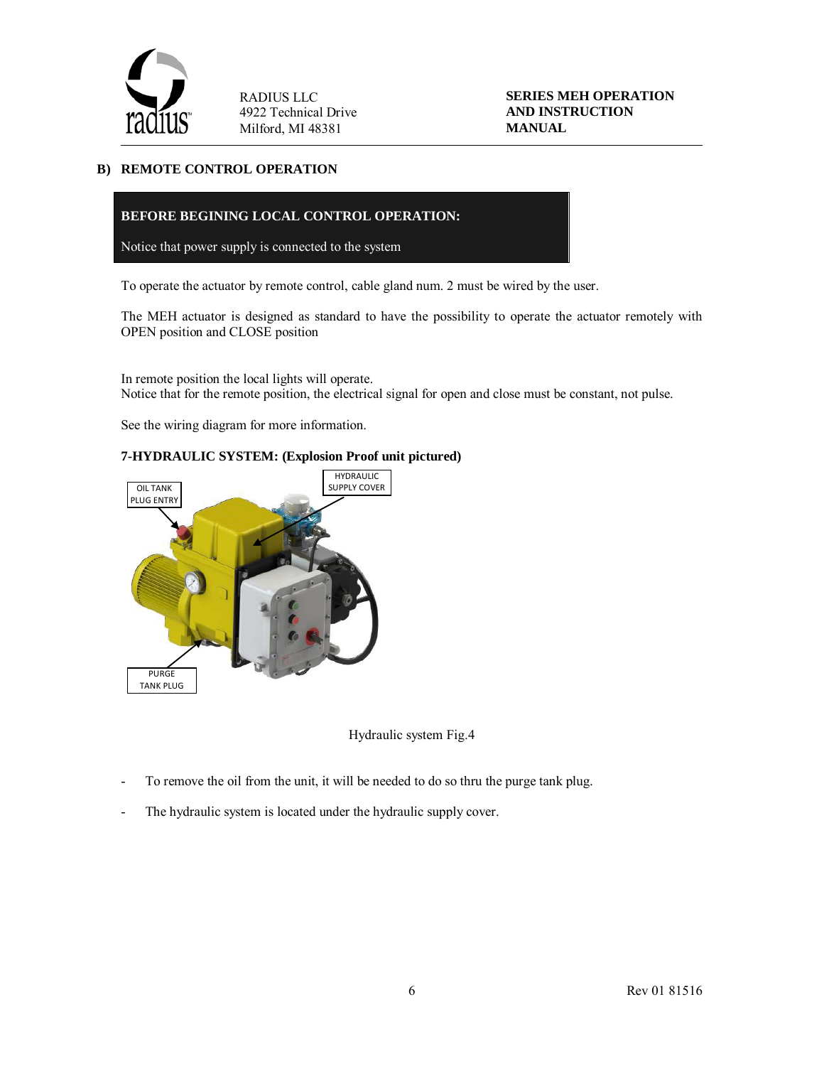## B) REMOTE CONTROL OPERATION

**BEFORE BEGINING LOCAL CONTROL OPERATION:**

Notice that power supply is connected to the system

To operate the actuator by remote control, cable gland num. 2 must be wired by the user.

The MEH actuator is designed as standard to have the possibility to operate the actuator remotely with OPEN position and CLOSE position

In remote position the local lights will operate.
Notice that for the remote position, the electrical signal for open and close must be constant, not pulse.

See the wiring diagram for more information.

### 7-HYDRAULIC SYSTEM: (Explosion Proof unit pictured)

OIL TANK PLUG ENTRY

HYDRAULIC SUPPLY COVER

PURGE TANK PLUG

Hydraulic system Fig.4

- To remove the oil from the unit, it will be needed to do so thru the purge tank plug.
- The hydraulic system is located under the hydraulic supply cover.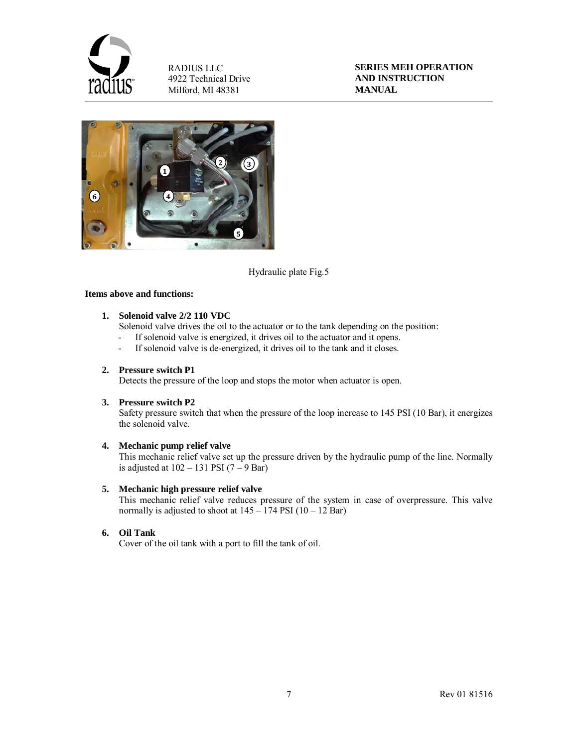Hydraulic plate Fig.5

**Items above and functions:**

1. **Solenoid valve 2/2 110 VDC**
   Solenoid valve drives the oil to the actuator or to the tank depending on the position:
   - If solenoid valve is energized, it drives oil to the actuator and it opens.
   - If solenoid valve is de-energized, it drives oil to the tank and it closes.

2. **Pressure switch P1**
   Detects the pressure of the loop and stops the motor when actuator is open.

3. **Pressure switch P2**
   Safety pressure switch that when the pressure of the loop increase to 145 PSI (10 Bar), it energizes the solenoid valve.

4. **Mechanic pump relief valve**
   This mechanic relief valve set up the pressure driven by the hydraulic pump of the line. Normally is adjusted at 102 – 131 PSI (7 – 9 Bar)

5. **Mechanic high pressure relief valve**
   This mechanic relief valve reduces pressure of the system in case of overpressure. This valve normally is adjusted to shoot at 145 – 174 PSI (10 – 12 Bar)

6. **Oil Tank**
   Cover of the oil tank with a port to fill the tank of oil.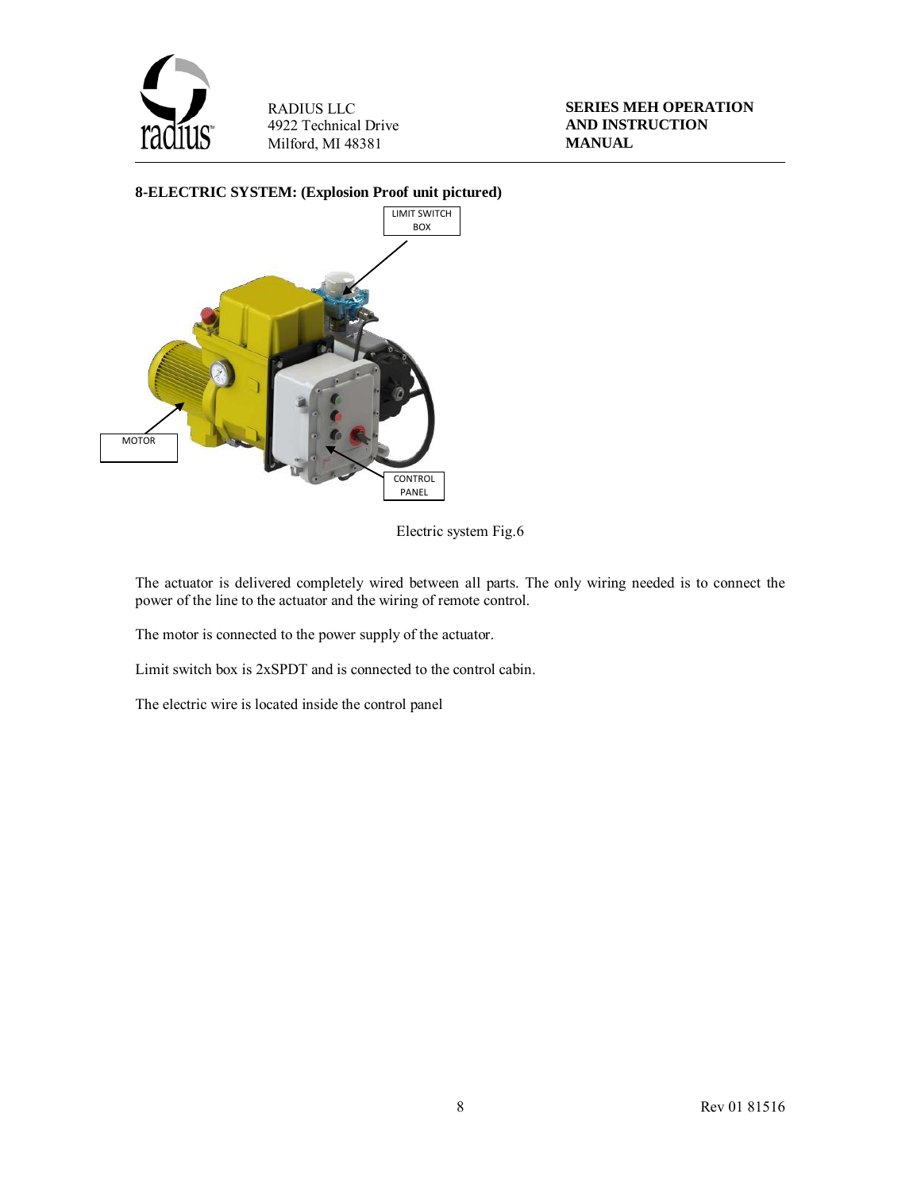## 8-ELECTRIC SYSTEM: (Explosion Proof unit pictured)

LIMIT SWITCH BOX

MOTOR

CONTROL PANEL

Electric system Fig.6

The actuator is delivered completely wired between all parts. The only wiring needed is to connect the power of the line to the actuator and the wiring of remote control.

The motor is connected to the power supply of the actuator.

Limit switch box is 2xSPDT and is connected to the control cabin.

The electric wire is located inside the control panel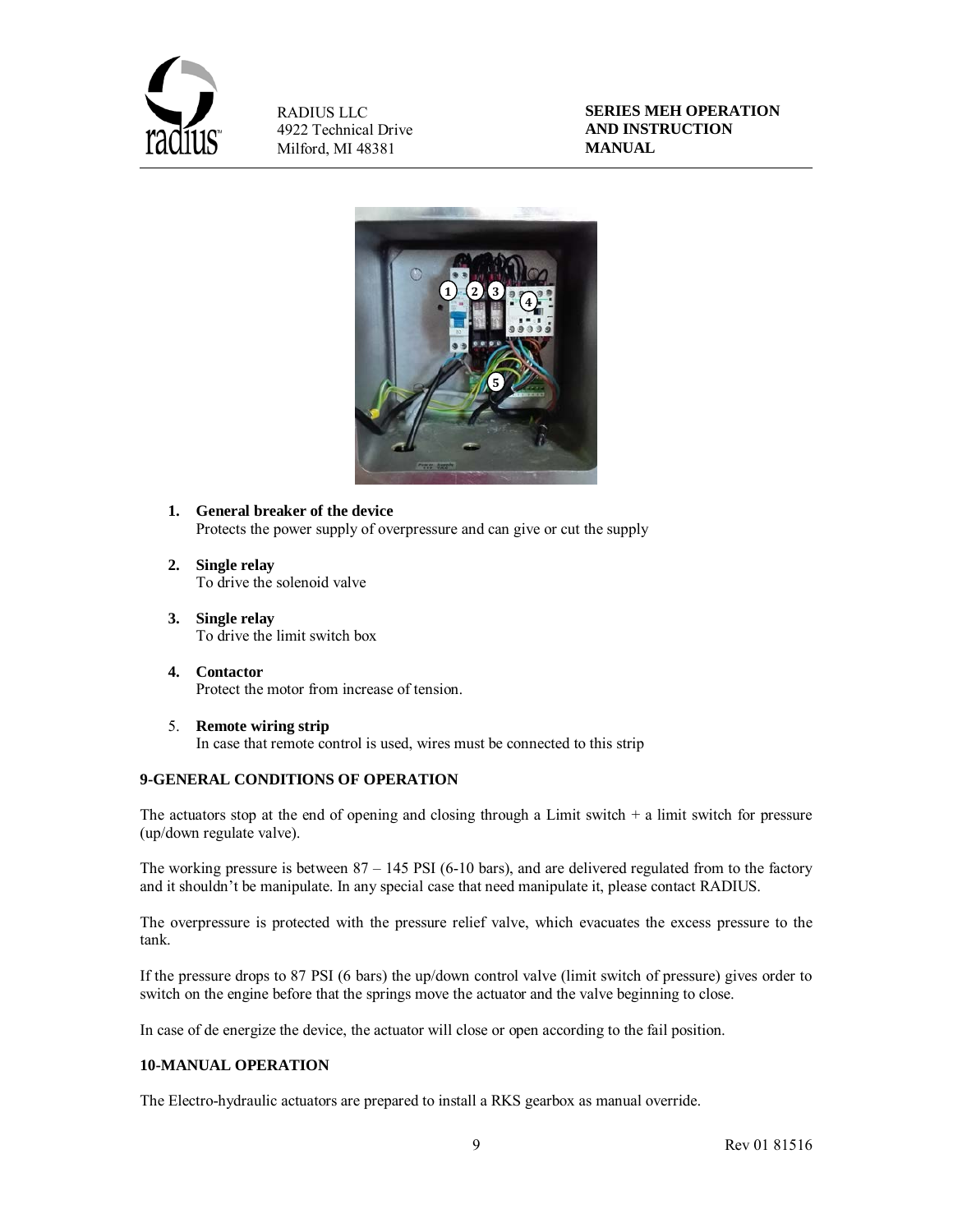1. **General breaker of the device**
   Protects the power supply of overpressure and can give or cut the supply

2. **Single relay**
   To drive the solenoid valve

3. **Single relay**
   To drive the limit switch box

4. **Contactor**
   Protect the motor from increase of tension.

5. **Remote wiring strip**
   In case that remote control is used, wires must be connected to this strip

## 9-GENERAL CONDITIONS OF OPERATION

The actuators stop at the end of opening and closing through a Limit switch + a limit switch for pressure (up/down regulate valve).

The working pressure is between 87 – 145 PSI (6-10 bars), and are delivered regulated from to the factory and it shouldn't be manipulate. In any special case that need manipulate it, please contact RADIUS.

The overpressure is protected with the pressure relief valve, which evacuates the excess pressure to the tank.

If the pressure drops to 87 PSI (6 bars) the up/down control valve (limit switch of pressure) gives order to switch on the engine before that the springs move the actuator and the valve beginning to close.

In case of de energize the device, the actuator will close or open according to the fail position.

## 10-MANUAL OPERATION

The Electro-hydraulic actuators are prepared to install a RKS gearbox as manual override.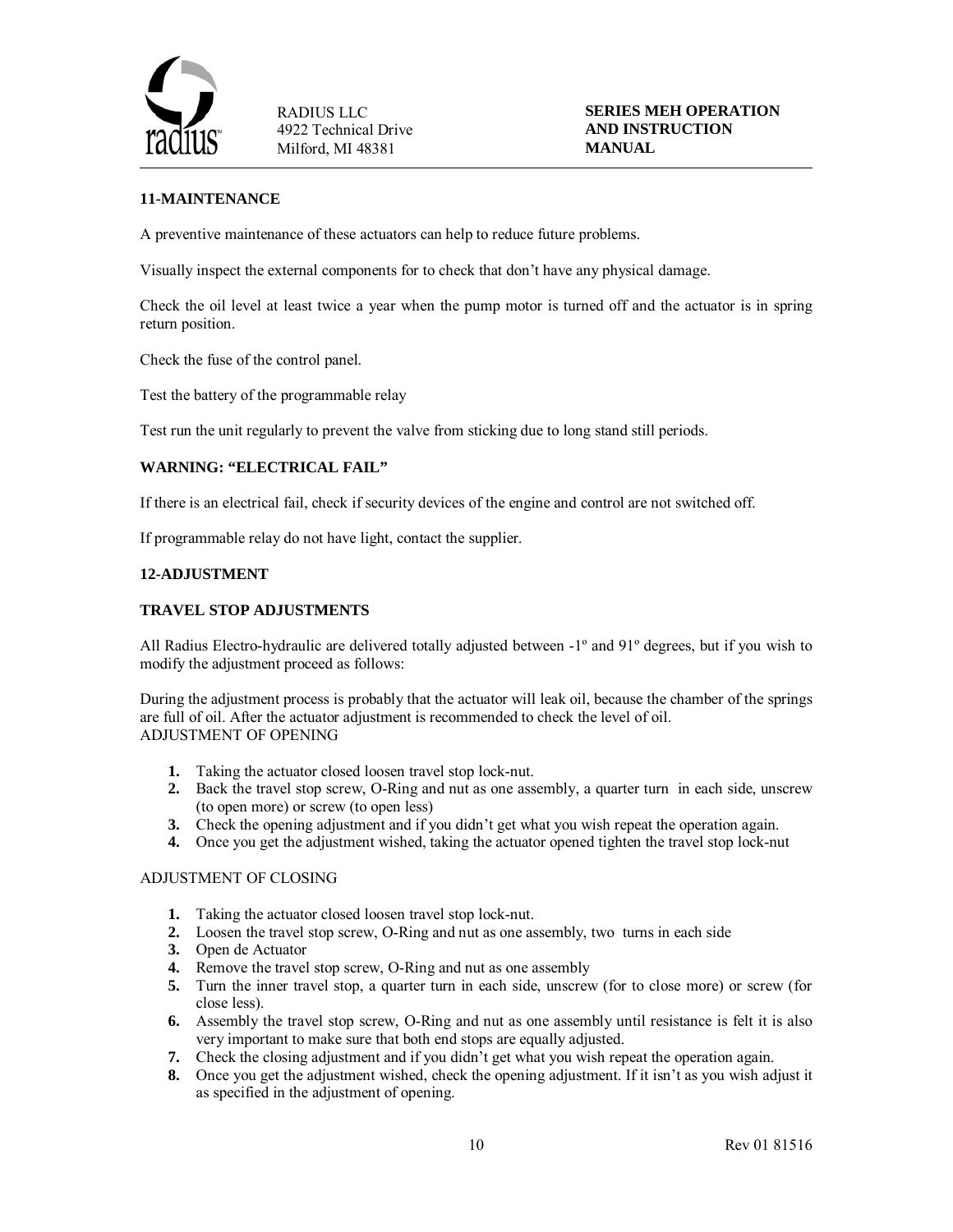**11-MAINTENANCE**

A preventive maintenance of these actuators can help to reduce future problems.

Visually inspect the external components for to check that don't have any physical damage.

Check the oil level at least twice a year when the pump motor is turned off and the actuator is in spring return position.

Check the fuse of the control panel.

Test the battery of the programmable relay

Test run the unit regularly to prevent the valve from sticking due to long stand still periods.

**WARNING: "ELECTRICAL FAIL"**

If there is an electrical fail, check if security devices of the engine and control are not switched off.

If programmable relay do not have light, contact the supplier.

**12-ADJUSTMENT**

**TRAVEL STOP ADJUSTMENTS**

All Radius Electro-hydraulic are delivered totally adjusted between -1º and 91º degrees, but if you wish to modify the adjustment proceed as follows:

During the adjustment process is probably that the actuator will leak oil, because the chamber of the springs are full of oil. After the actuator adjustment is recommended to check the level of oil.
ADJUSTMENT OF OPENING

1. Taking the actuator closed loosen travel stop lock-nut.
2. Back the travel stop screw, O-Ring and nut as one assembly, a quarter turn in each side, unscrew (to open more) or screw (to open less)
3. Check the opening adjustment and if you didn't get what you wish repeat the operation again.
4. Once you get the adjustment wished, taking the actuator opened tighten the travel stop lock-nut

ADJUSTMENT OF CLOSING

1. Taking the actuator closed loosen travel stop lock-nut.
2. Loosen the travel stop screw, O-Ring and nut as one assembly, two turns in each side
3. Open de Actuator
4. Remove the travel stop screw, O-Ring and nut as one assembly
5. Turn the inner travel stop, a quarter turn in each side, unscrew (for to close more) or screw (for close less).
6. Assembly the travel stop screw, O-Ring and nut as one assembly until resistance is felt it is also very important to make sure that both end stops are equally adjusted.
7. Check the closing adjustment and if you didn't get what you wish repeat the operation again.
8. Once you get the adjustment wished, check the opening adjustment. If it isn't as you wish adjust it as specified in the adjustment of opening.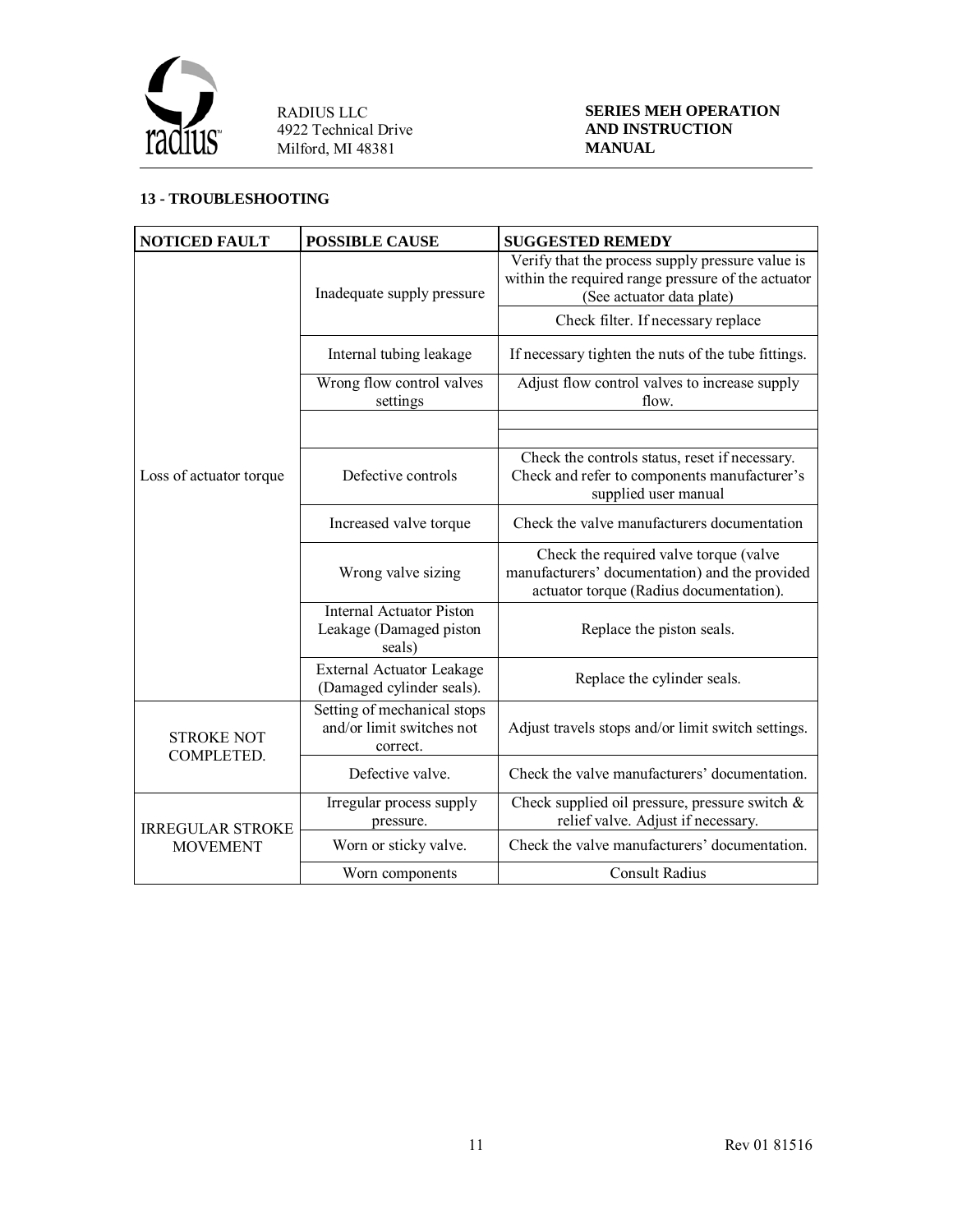## 13 - TROUBLESHOOTING

| NOTICED FAULT | POSSIBLE CAUSE | SUGGESTED REMEDY |
|---|---|---|
| Loss of actuator torque | Inadequate supply pressure | Verify that the process supply pressure value is within the required range pressure of the actuator (See actuator data plate) |
| | | Check filter. If necessary replace |
| | Internal tubing leakage | If necessary tighten the nuts of the tube fittings. |
| | Wrong flow control valves settings | Adjust flow control valves to increase supply flow. |
| | | |
| | | |
| | Defective controls | Check the controls status, reset if necessary. Check and refer to components manufacturer's supplied user manual |
| | Increased valve torque | Check the valve manufacturers documentation |
| | Wrong valve sizing | Check the required valve torque (valve manufacturers' documentation) and the provided actuator torque (Radius documentation). |
| | Internal Actuator Piston Leakage (Damaged piston seals) | Replace the piston seals. |
| | External Actuator Leakage (Damaged cylinder seals). | Replace the cylinder seals. |
| STROKE NOT COMPLETED. | Setting of mechanical stops and/or limit switches not correct. | Adjust travels stops and/or limit switch settings. |
| | Defective valve. | Check the valve manufacturers' documentation. |
| IRREGULAR STROKE MOVEMENT | Irregular process supply pressure. | Check supplied oil pressure, pressure switch & relief valve. Adjust if necessary. |
| | Worn or sticky valve. | Check the valve manufacturers' documentation. |
| | Worn components | Consult Radius |